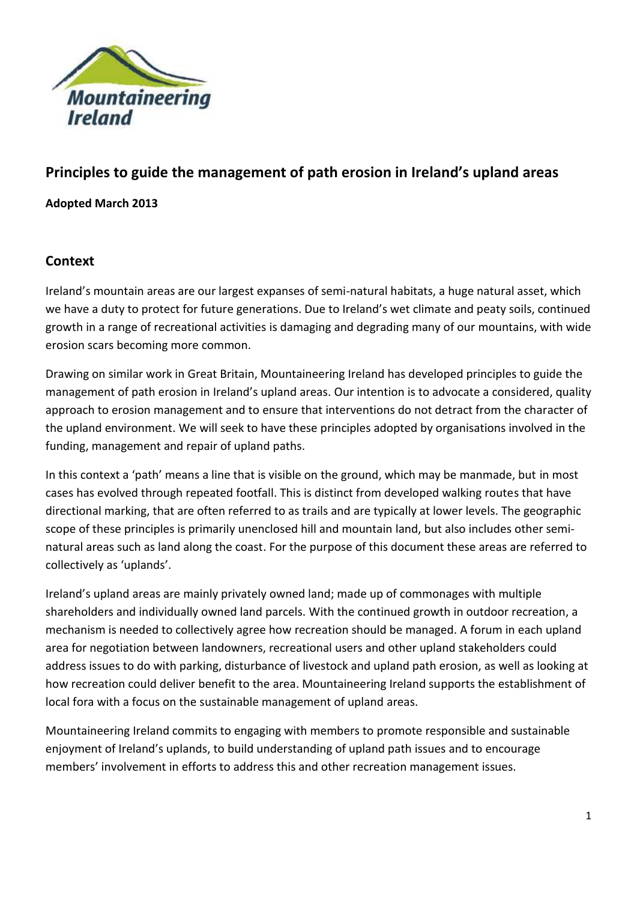## Principles to guide the management of path erosion in Ireland's upland areas

**Adopted March 2013**

### Context

Ireland's mountain areas are our largest expanses of semi-natural habitats, a huge natural asset, which we have a duty to protect for future generations. Due to Ireland's wet climate and peaty soils, continued growth in a range of recreational activities is damaging and degrading many of our mountains, with wide erosion scars becoming more common.

Drawing on similar work in Great Britain, Mountaineering Ireland has developed principles to guide the management of path erosion in Ireland's upland areas. Our intention is to advocate a considered, quality approach to erosion management and to ensure that interventions do not detract from the character of the upland environment. We will seek to have these principles adopted by organisations involved in the funding, management and repair of upland paths.

In this context a 'path' means a line that is visible on the ground, which may be manmade, but in most cases has evolved through repeated footfall. This is distinct from developed walking routes that have directional marking, that are often referred to as trails and are typically at lower levels. The geographic scope of these principles is primarily unenclosed hill and mountain land, but also includes other semi-natural areas such as land along the coast. For the purpose of this document these areas are referred to collectively as 'uplands'.

Ireland's upland areas are mainly privately owned land; made up of commonages with multiple shareholders and individually owned land parcels. With the continued growth in outdoor recreation, a mechanism is needed to collectively agree how recreation should be managed. A forum in each upland area for negotiation between landowners, recreational users and other upland stakeholders could address issues to do with parking, disturbance of livestock and upland path erosion, as well as looking at how recreation could deliver benefit to the area. Mountaineering Ireland supports the establishment of local fora with a focus on the sustainable management of upland areas.

Mountaineering Ireland commits to engaging with members to promote responsible and sustainable enjoyment of Ireland's uplands, to build understanding of upland path issues and to encourage members' involvement in efforts to address this and other recreation management issues.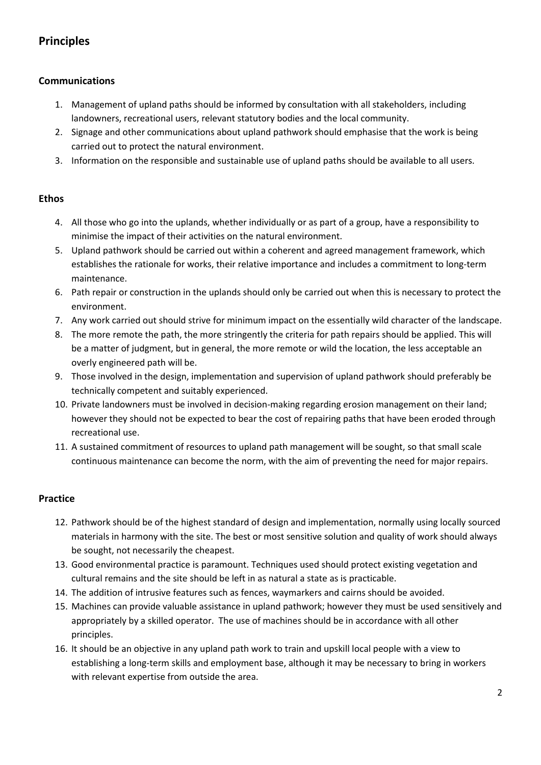## Principles

### Communications

1. Management of upland paths should be informed by consultation with all stakeholders, including landowners, recreational users, relevant statutory bodies and the local community.
2. Signage and other communications about upland pathwork should emphasise that the work is being carried out to protect the natural environment.
3. Information on the responsible and sustainable use of upland paths should be available to all users.

### Ethos

4. All those who go into the uplands, whether individually or as part of a group, have a responsibility to minimise the impact of their activities on the natural environment.
5. Upland pathwork should be carried out within a coherent and agreed management framework, which establishes the rationale for works, their relative importance and includes a commitment to long-term maintenance.
6. Path repair or construction in the uplands should only be carried out when this is necessary to protect the environment.
7. Any work carried out should strive for minimum impact on the essentially wild character of the landscape.
8. The more remote the path, the more stringently the criteria for path repairs should be applied. This will be a matter of judgment, but in general, the more remote or wild the location, the less acceptable an overly engineered path will be.
9. Those involved in the design, implementation and supervision of upland pathwork should preferably be technically competent and suitably experienced.
10. Private landowners must be involved in decision-making regarding erosion management on their land; however they should not be expected to bear the cost of repairing paths that have been eroded through recreational use.
11. A sustained commitment of resources to upland path management will be sought, so that small scale continuous maintenance can become the norm, with the aim of preventing the need for major repairs.

### Practice

12. Pathwork should be of the highest standard of design and implementation, normally using locally sourced materials in harmony with the site. The best or most sensitive solution and quality of work should always be sought, not necessarily the cheapest.
13. Good environmental practice is paramount. Techniques used should protect existing vegetation and cultural remains and the site should be left in as natural a state as is practicable.
14. The addition of intrusive features such as fences, waymarkers and cairns should be avoided.
15. Machines can provide valuable assistance in upland pathwork; however they must be used sensitively and appropriately by a skilled operator. The use of machines should be in accordance with all other principles.
16. It should be an objective in any upland path work to train and upskill local people with a view to establishing a long-term skills and employment base, although it may be necessary to bring in workers with relevant expertise from outside the area.